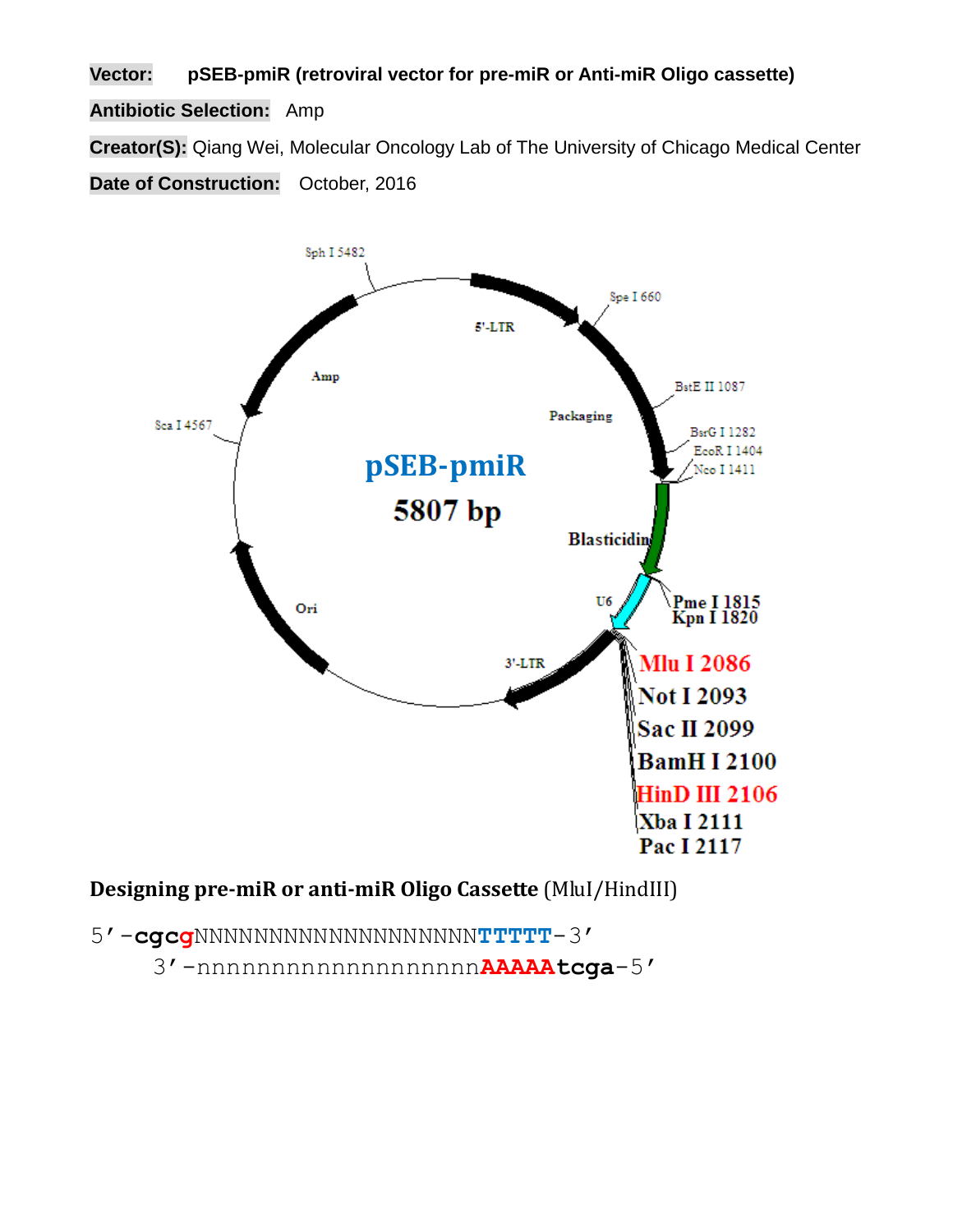**Vector:** **pSEB-pmiR (retroviral vector for pre-miR or Anti-miR Oligo cassette)**

**Antibiotic Selection:** Amp

**Creator(S):** Qiang Wei, Molecular Oncology Lab of The University of Chicago Medical Center

**Date of Construction:** October, 2016

pSEB-pmiR

5807 bp

Sph I 5482
Spe I 660
5'-LTR
BstE II 1087
Amp
Packaging
BsrG I 1282
EcoR I 1404
Nco I 1411
Sca I 4567
Blasticidin
U6
Pme I 1815
Kpn I 1820
Ori
3'-LTR
Mlu I 2086
Not I 2093
Sac II 2099
BamH I 2100
HinD III 2106
Xba I 2111
Pac I 2117

**Designing pre-miR or anti-miR Oligo Cassette** (MluI/HindIII)

```
5’-cgcgNNNNNNNNNNNNNNNNNNNTTTTT-3’
    3’-nnnnnnnnnnnnnnnnnnnAAAAAtcga-5’
```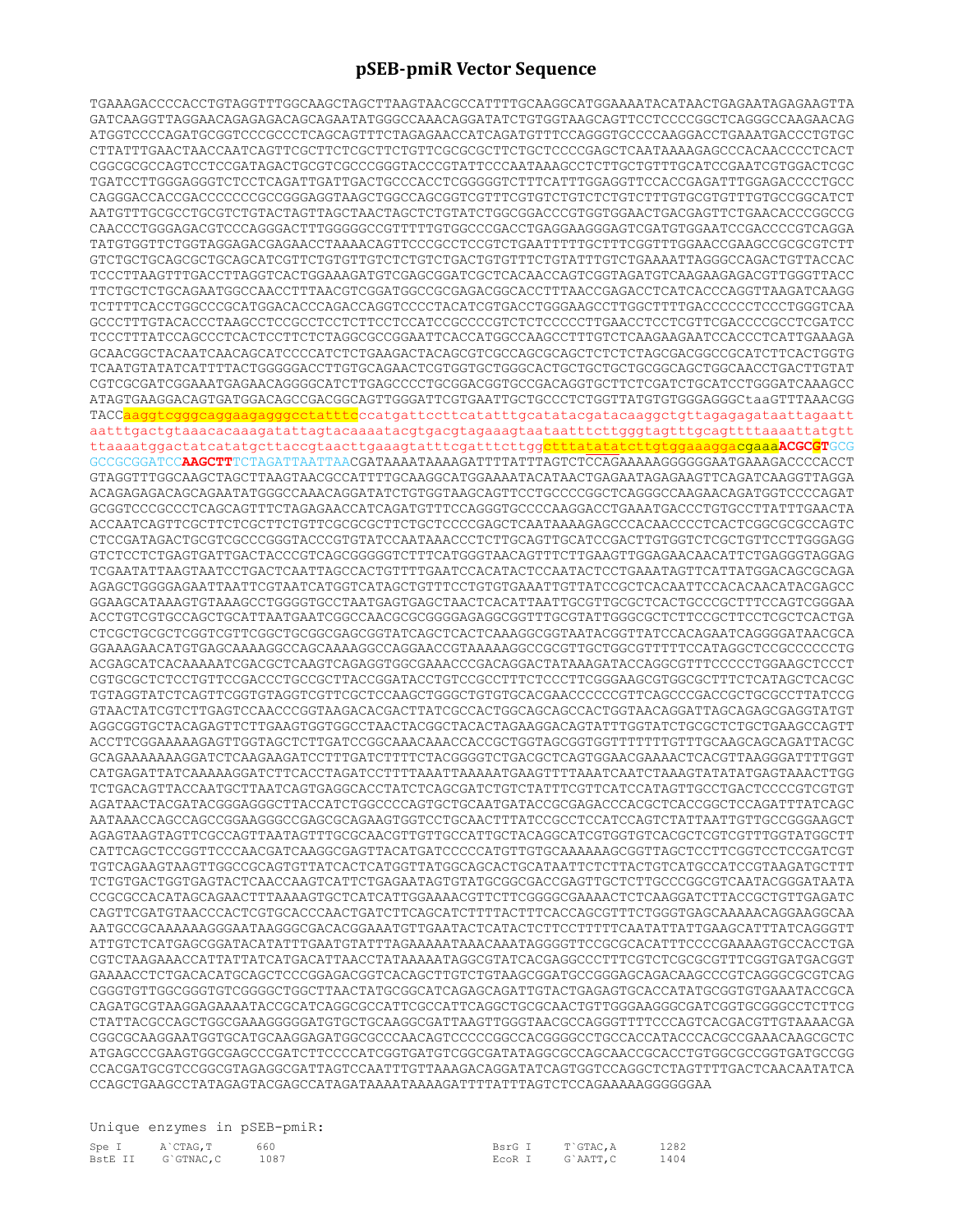# pSEB-pmiR Vector Sequence

```
TGAAAGACCCCACCTGTAGGTTTGGCAAGCTAGCTTAAGTAACGCCATTTTGCAAGGCATGGAAAATACATAACTGAGAATAGAGAAGTTA
GATCAAGGTTAGGAACAGAGAGACAGCAGAATATGGGCCAAACAGGATATCTGTGGTAAGCAGTTCCTCCCCGGCTCAGGGCCAAGAACAG
ATGGTCCCCAGATGCGGTCCCGCCCTCAGCAGTTTCTAGAGAACCATCAGATGTTTCCAGGGTGCCCCAAGGACCTGAAATGACCCTGTGC
CTTATTTGAACTAACCAATCAGTTCGCTTCTCGCTTCTGTTCGCGCGCTTCTGCTCCCCGAGCTCAATAAAAGAGCCCACAACCCCTCACT
CGGCGCGCCAGTCCTCCGATAGACTGCGTCGCCCGGGTACCCGTATTCCCAATAAAGCCTCTTGCTGTTTGCATCCGAATCGTGGACTCGC
TGATCCTTGGGAGGGTCTCCTCAGATTGATTGACTGCCCACCTCGGGGGTCTTTCATTTGGAGGTTCCACCGAGATTTGGAGACCCCTGCC
CAGGGACCACCGACCCCCCCGCCGGGAGGTAAGCTGGCCAGCGGTCGTTTCGTGTCTGTCTCTGTCTTTGTGCGTGTTTGTGCCGGCATCT
AATGTTTGCGCCTGCGTCTGTACTAGTTAGCTAACTAGCTCTGTATCTGGCGGACCCGTGGTGGAACTGACGAGTTCTGAACACCCGGCCG
CAACCCTGGGAGACGTCCCAGGGACTTTGGGGGCCGTTTTTGTGGCCCGACCTGAGGAAGGGAGTCGATGTGGAATCCGACCCCGTCAGGA
TATGTGGTTCTGGTAGGAGACGAGAACCTAAAACAGTTCCCGCCTCCGTCTGAATTTTTGCTTTCGGTTTGGAACCGAAGCCGCGCGTCTT
GTCTGCTGCAGCGCTGCAGCATCGTTCTGTGTTGTCTCTGTCTGACTGTGTTTCTGTATTTGTCTGAAAATTAGGGCCAGACTGTTACCAC
TCCCTTAAGTTTGACCTTAGGTCACTGGAAAGATGTCGAGCGGATCGCTCACAACCAGTCGGTAGATGTCAAGAAGAGACGTTGGGTTACC
TTCTGCTCTGCAGAATGGCCAACCTTTAACGTCGGATGGCCGCGAGACGGCACCTTTAACCGAGACCTCATCACCCAGGTTAAGATCAAGG
TCTTTTCACCTGGCCCGCATGGACACCCAGACCAGGTCCCCTACATCGTGACCTGGGAAGCCTTGGCTTTTGACCCCCCTCCCTGGGTCAA
GCCCTTTGTACACCCTAAGCCTCCGCCTCCTCTTCCTCCATCCGCCCCGTCTCTCCCCCTTGAACCTCCTCGTTCGACCCCGCCTCGATCC
TCCCTTTATCCAGCCCTCACTCCTTCTCTAGGCGCCGGAATTCACCATGGCCAAGCCTTTGTCTCAAGAAGAATCCACCCTCATTGAAAGA
GCAACGGCTACAATCAACAGCATCCCCATCTCTGAAGACTACAGCGTCGCCAGCGCAGCTCTCTCTAGCGACGGCCGCATCTTCACTGGTG
TCAATGTATATCATTTTACTGGGGGACCTTGTGCAGAACTCGTGGTGCTGGGCACTGCTGCTGCTGCGGCAGCTGGCAACCTGACTTGTAT
CGTCGCGATCGGAAATGAGAACAGGGGCATCTTGAGCCCCTGCGGACGGTGCCGACAGGTGCTTCTCGATCTGCATCCTGGGATCAAAGCC
ATAGTGAAGGACAGTGATGGACAGCCGACGGCAGTTGGGATTCGTGAATTGCTGCCCTCTGGTTATGTGTGGGAGGGCtaaGTTTAAACGG
TACCaaggtcgggcaggaagagggcctatttcccatgattccttcatatttgcatatacgatacaaggctgttagagagataattagaatt
aatttgactgtaaacacaaagatattagtacaaaatacgtgacgtagaaagtaataatttcttgggtagtttgcagttttaaaattatgtt
ttaaaatggactatcatatgcttaccgtaacttgaaagtatttcgatttcttggctttatatatcttgtggaaaggacgaaaACGCGTGCG
GCCGCGGATCCAAGCTTTCTAGATTAATTAACGATAAAATAAAAGATTTTATTTAGTCTCCAGAAAAAGGGGGGAATGAAAGACCCCACCT
GTAGGTTTGGCAAGCTAGCTTAAGTAACGCCATTTTGCAAGGCATGGAAAATACATAACTGAGAATAGAGAAGTTCAGATCAAGGTTAGGA
ACAGAGAGACAGCAGAATATGGGCCAAACAGGATATCTGTGGTAAGCAGTTCCTGCCCCGGCTCAGGGCCAAGAACAGATGGTCCCCAGAT
GCGGTCCCGCCCTCAGCAGTTTCTAGAGAACCATCAGATGTTTCCAGGGTGCCCCAAGGACCTGAAATGACCCTGTGCCTTATTTGAACTA
ACCAATCAGTTCGCTTCTCGCTTCTGTTCGCGCGCTTCTGCTCCCCGAGCTCAATAAAAGAGCCCACAACCCCTCACTCGGCGCGCCAGTC
CTCCGATAGACTGCGTCGCCCGGGTACCCGTGTATCCAATAAACCCTCTTGCAGTTGCATCCGACTTGTGGTCTCGCTGTTCCTTGGGAGG
GTCTCCTCTGAGTGATTGACTACCCGTCAGCGGGGGTCTTTCATGGGTAACAGTTTCTTGAAGTTGGAGAACAACATTCTGAGGGTAGGAG
TCGAATATTAAGTAATCCTGACTCAATTAGCCACTGTTTTGAATCCACATACTCCAATACTCCTGAAATAGTTCATTATGGACAGCGCAGA
AGAGCTGGGGAGAATTAATTCGTAATCATGGTCATAGCTGTTTCCTGTGTGAAATTGTTATCCGCTCACAATTCCACACAACATACGAGCC
GGAAGCATAAAGTGTAAAGCCTGGGGTGCCTAATGAGTGAGCTAACTCACATTAATTGCGTTGCGCTCACTGCCCGCTTTCCAGTCGGGAA
ACCTGTCGTGCCAGCTGCATTAATGAATCGGCCAACGCGCGGGGAGAGGCGGTTTGCGTATTGGGCGCTCTTCCGCTTCCTCGCTCACTGA
CTCGCTGCGCTCGGTCGTTCGGCTGCGGCGAGCGGTATCAGCTCACTCAAAGGCGGTAATACGGTTATCCACAGAATCAGGGGATAACGCA
GGAAAGAACATGTGAGCAAAAGGCCAGCAAAAGGCCAGGAACCGTAAAAAGGCCGCGTTGCTGGCGTTTTTCCATAGGCTCCGCCCCCCTG
ACGAGCATCACAAAAATCGACGCTCAAGTCAGAGGTGGCGAAACCCGACAGGACTATAAAGATACCAGGCGTTTCCCCCTGGAAGCTCCCT
CGTGCGCTCTCCTGTTCCGACCCTGCCGCTTACCGGATACCTGTCCGCCTTTCTCCCTTCGGGAAGCGTGGCGCTTTCTCATAGCTCACGC
TGTAGGTATCTCAGTTCGGTGTAGGTCGTTCGCTCCAAGCTGGGCTGTGTGCACGAACCCCCCGTTCAGCCCGACCGCTGCGCCTTATCCG
GTAACTATCGTCTTGAGTCCAACCCGGTAAGACACGACTTATCGCCACTGGCAGCAGCCACTGGTAACAGGATTAGCAGAGCGAGGTATGT
AGGCGGTGCTACAGAGTTCTTGAAGTGGTGGCCTAACTACGGCTACACTAGAAGGACAGTATTTGGTATCTGCGCTCTGCTGAAGCCAGTT
ACCTTCGGAAAAAGAGTTGGTAGCTCTTGATCCGGCAAACAAACCACCGCTGGTAGCGGTGGTTTTTTTGTTTGCAAGCAGCAGATTACGC
GCAGAAAAAAAGGATCTCAAGAAGATCCTTTGATCTTTTCTACGGGGTCTGACGCTCAGTGGAACGAAAACTCACGTTAAGGGATTTTGGT
CATGAGATTATCAAAAAGGATCTTCACCTAGATCCTTTTAAATTAAAAATGAAGTTTTAAATCAATCTAAAGTATATATGAGTAAACTTGG
TCTGACAGTTACCAATGCTTAATCAGTGAGGCACCTATCTCAGCGATCTGTCTATTTCGTTCATCCATAGTTGCCTGACTCCCCGTCGTGT
AGATAACTACGATACGGGAGGGCTTACCATCTGGCCCCAGTGCTGCAATGATACCGCGAGACCCACGCTCACCGGCTCCAGATTTATCAGC
AATAAACCAGCCAGCCGGAAGGGCCGAGCGCAGAAGTGGTCCTGCAACTTTATCCGCCTCCATCCAGTCTATTAATTGTTGCCGGGAAGCT
AGAGTAAGTAGTTCGCCAGTTAATAGTTTGCGCAACGTTGTTGCCATTGCTACAGGCATCGTGGTGTCACGCTCGTCGTTTGGTATGGCTT
CATTCAGCTCCGGTTCCCAACGATCAAGGCGAGTTACATGATCCCCCATGTTGTGCAAAAAAGCGGTTAGCTCCTTCGGTCCTCCGATCGT
TGTCAGAAGTAAGTTGGCCGCAGTGTTATCACTCATGGTTATGGCAGCACTGCATAATTCTCTTACTGTCATGCCATCCGTAAGATGCTTT
TCTGTGACTGGTGAGTACTCAACCAAGTCATTCTGAGAATAGTGTATGCGGCGACCGAGTTGCTCTTGCCCGGCGTCAATACGGGATAATA
CCGCGCCACATAGCAGAACTTTAAAAGTGCTCATCATTGGAAAACGTTCTTCGGGGCGAAAACTCTCAAGGATCTTACCGCTGTTGAGATC
CAGTTCGATGTAACCCACTCGTGCACCCAACTGATCTTCAGCATCTTTTACTTTCACCAGCGTTTCTGGGTGAGCAAAAACAGGAAGGCAA
AATGCCGCAAAAAAGGGAATAAGGGCGACACGGAAATGTTGAATACTCATACTCTTCCTTTTTCAATATTATTGAAGCATTTATCAGGGTT
ATTGTCTCATGAGCGGATACATATTTGAATGTATTTAGAAAAATAAACAAATAGGGGTTCCGCGCACATTTCCCCGAAAAGTGCCACCTGA
CGTCTAAGAAACCATTATTATCATGACATTAACCTATAAAAATAGGCGTATCACGAGGCCCTTTCGTCTCGCGCGTTTCGGTGATGACGGT
GAAAACCTCTGACACATGCAGCTCCCGGAGACGGTCACAGCTTGTCTGTAAGCGGATGCCGGGAGCAGACAAGCCCGTCAGGGCGCGTCAG
CGGGTGTTGGCGGGTGTCGGGGCTGGCTTAACTATGCGGCATCAGAGCAGATTGTACTGAGAGTGCACCATATGCGGTGTGAAATACCGCA
CAGATGCGTAAGGAGAAAATACCGCATCAGGCGCCATTCGCCATTCAGGCTGCGCAACTGTTGGGAAGGGCGATCGGTGCGGGCCTCTTCG
CTATTACGCCAGCTGGCGAAAGGGGGATGTGCTGCAAGGCGATTAAGTTGGGTAACGCCAGGGTTTTCCCAGTCACGACGTTGTAAAACGA
CGGCGCAAGGAATGGTGCATGCAAGGAGATGGCGCCCAACAGTCCCCCGGCCACGGGGCCTGCCACCATACCCACGCCGAAACAAGCGCTC
ATGAGCCCGAAGTGGCGAGCCCGATCTTCCCCATCGGTGATGTCGGCGATATAGGCGCCAGCAACCGCACCTGTGGCGCCGGTGATGCCGG
CCACGATGCGTCCGGCGTAGAGGCGATTAGTCCAATTTGTTAAAGACAGGATATCAGTGGTCCAGGCTCTAGTTTTGACTCAACAATATCA
CCAGCTGAAGCCTATAGAGTACGAGCCATAGATAAAATAAAAGATTTTATTTAGTCTCCAGAAAAAGGGGGGAA
```

Unique enzymes in pSEB-pmiR:

| Enzyme | Site | Position | Enzyme | Site | Position |
|---|---|---|---|---|---|
| Spe I | A`CTAG,T | 660 | BsrG I | T`GTAC,A | 1282 |
| BstE II | G`GTNAC,C | 1087 | EcoR I | G`AATT,C | 1404 |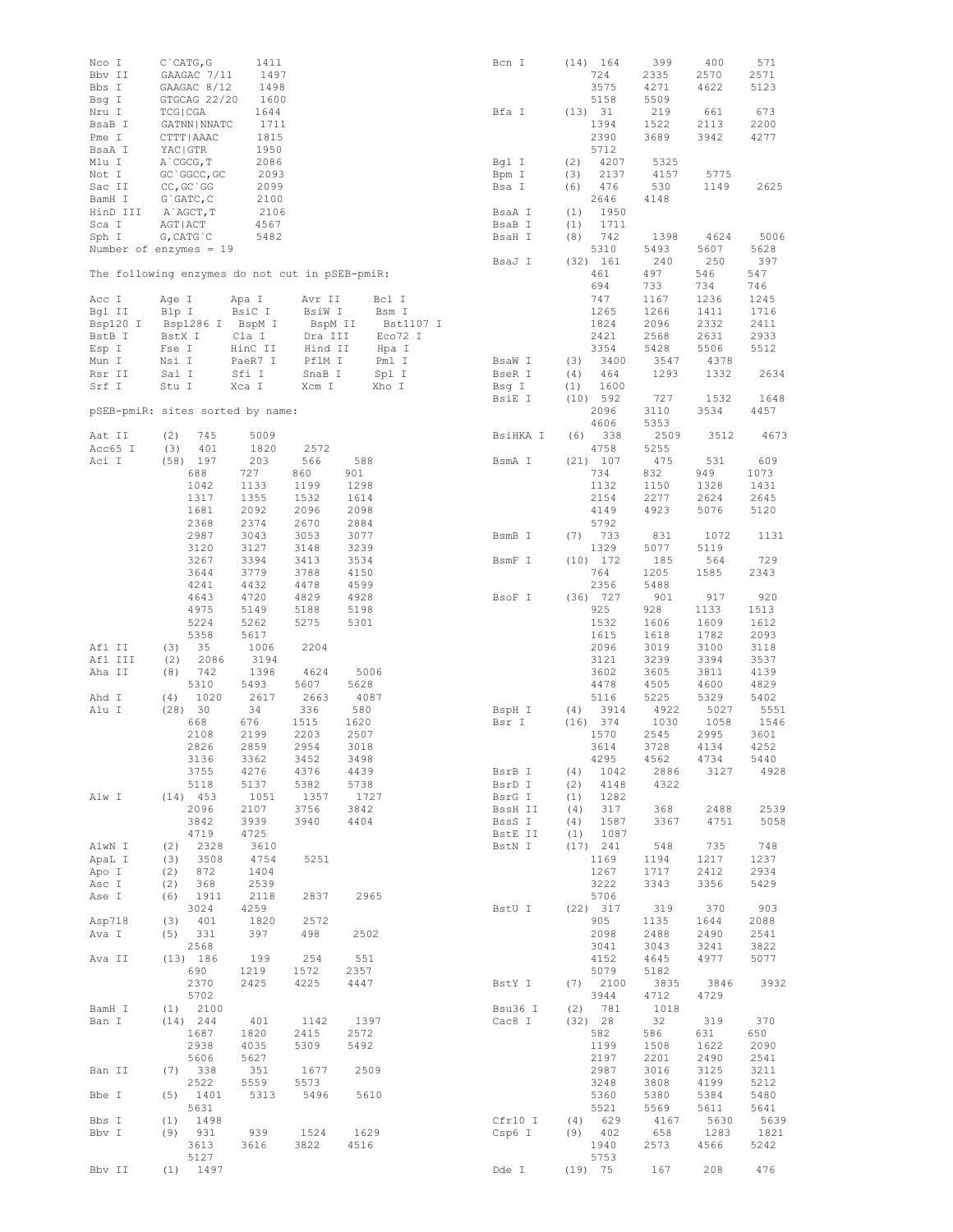```
Nco I      C`CATG,G       1411
Bbv II     GAAGAC 7/11     1497
Bbs I      GAAGAC 8/12     1498
Bsg I      GTGCAG 22/20    1600
Nru I      TCG|CGA        1644
BsaB I     GATNN|NNATC     1711
Pme I      CTTT|AAAC      1815
BsaA I     YAC|GTR        1950
Mlu I      A`CGCG,T       2086
Not I      GC`GGCC,GC     2093
Sac II     CC,GC`GG       2099
BamH I     G`GATC,C       2100
HinD III   A`AGCT,T       2106
Sca I      AGT|ACT        4567
Sph I      G,CATG`C       5482
Number of enzymes = 19

The following enzymes do not cut in pSEB-pmiR:

Acc I      Age I      Apa I      Avr II     Bcl I
Bgl II     Blp I      BsiC I     BsiW I     Bsm I
Bsp120 I   Bsp1286 I  BspM I     BspM II    Bst1107 I
BstB I     BstX I     Cla I      Dra III    Eco72 I
Esp I      Fse I      HinC II    Hind II    Hpa I
Mun I      Nsi I      PaeR7 I    PflM I     Pml I
Rsr II     Sal I      Sfi I      SnaB I     Spl I
Srf I      Stu I      Xca I      Xcm I      Xho I

pSEB-pmiR: sites sorted by name:

Aat II     (2)  745     5009
Acc65 I    (3)  401     1820    2572
Aci I      (58) 197     203     566     588
                688     727     860     901
                1042    1133    1199    1298
                1317    1355    1532    1614
                1681    2092    2096    2098
                2368    2374    2670    2884
                2987    3043    3053    3077
                3120    3127    3148    3239
                3267    3394    3413    3534
                3644    3779    3788    4150
                4241    4432    4478    4599
                4643    4720    4829    4928
                4975    5149    5188    5198
                5224    5262    5275    5301
                5358    5617
Afl II     (3)  35      1006    2204
Afl III    (2)  2086    3194
Aha II     (8)  742     1398    4624    5006
                5310    5493    5607    5628
Ahd I      (4)  1020    2617    2663    4087
Alu I      (28) 30      34      336     580
                668     676     1515    1620
                2108    2199    2203    2507
                2826    2859    2954    3018
                3136    3362    3452    3498
                3755    4276    4376    4439
                5118    5137    5382    5738
Alw I      (14) 453     1051    1357    1727
                2096    2107    3756    3842
                3842    3939    3940    4404
                4719    4725
AlwN I     (2)  2328    3610
ApaL I     (3)  3508    4754    5251
Apo I      (2)  872     1404
Asc I      (2)  368     2539
Ase I      (6)  1911    2118    2837    2965
                3024    4259
Asp718     (3)  401     1820    2572
Ava I      (5)  331     397     498     2502
                2568
Ava II     (13) 186     199     254     551
                690     1219    1572    2357
                2370    2425    4225    4447
                5702
BamH I     (1)  2100
Ban I      (14) 244     401     1142    1397
                1687    1820    2415    2572
                2938    4035    5309    5492
                5606    5627
Ban II     (7)  338     351     1677    2509
                2522    5559    5573
Bbe I      (5)  1401    5313    5496    5610
                5631
Bbs I      (1)  1498
Bbv I      (9)  931     939     1524    1629
                3613    3616    3822    4516
                5127
Bbv II     (1)  1497
Bcn I      (14) 164     399     400     571
                724     2335    2570    2571
                3575    4271    4622    5123
                5158    5509
Bfa I      (13) 31      219     661     673
                1394    1522    2113    2200
                2390    3689    3942    4277
                5712
Bgl I      (2)  4207    5325
Bpm I      (3)  2137    4157    5775
Bsa I      (6)  476     530     1149    2625
                2646    4148
BsaA I     (1)  1950
BsaB I     (1)  1711
BsaH I     (8)  742     1398    4624    5006
                5310    5493    5607    5628
BsaJ I     (32) 161     240     250     397
                461     497     546     547
                694     733     734     746
                747     1167    1236    1245
                1265    1266    1411    1716
                1824    2096    2332    2411
                2421    2568    2631    2933
                3354    5428    5506    5512
BsaW I     (3)  3400    3547    4378
BseR I     (4)  464     1293    1332    2634
Bsg I      (1)  1600
BsiE I     (10) 592     727     1532    1648
                2096    3110    3534    4457
                4606    5353
BsiHKA I   (6)  338     2509    3512    4673
                4758    5255
BsmA I     (21) 107     475     531     609
                734     832     949     1073
                1132    1150    1328    1431
                2154    2277    2624    2645
                4149    4923    5076    5120
                5792
BsmB I     (7)  733     831     1072    1131
                1329    5077    5119
BsmF I     (10) 172     185     564     729
                764     1205    1585    2343
                2356    5488
BsoF I     (36) 727     901     917     920
                925     928     1133    1513
                1532    1606    1609    1612
                1615    1618    1782    2093
                2096    3019    3100    3118
                3121    3239    3394    3537
                3602    3605    3811    4139
                4478    4505    4600    4829
                5116    5225    5329    5402
BspH I     (4)  3914    4922    5027    5551
Bsr I      (16) 374     1030    1058    1546
                1570    2545    2995    3601
                3614    3728    4134    4252
                4295    4562    4734    5440
BsrB I     (4)  1042    2886    3127    4928
BsrD I     (2)  4148    4322
BsrG I     (1)  1282
BssH II    (4)  317     368     2488    2539
BssS I     (4)  1587    3367    4751    5058
BstE II    (1)  1087
BstN I     (17) 241     548     735     748
                1169    1194    1217    1237
                1267    1717    2412    2934
                3222    3343    3356    5429
                5706
BstU I     (22) 317     319     370     903
                905     1135    1644    2088
                2098    2488    2490    2541
                3041    3043    3241    3822
                4152    4645    4977    5077
                5079    5182
BstY I     (7)  2100    3835    3846    3932
                3944    4712    4729
Bsu36 I    (2)  781     1018
Cac8 I     (32) 28      32      319     370
                582     586     631     650
                1199    1508    1622    2090
                2197    2201    2490    2541
                2987    3016    3125    3211
                3248    3808    4199    5212
                5360    5380    5384    5480
                5521    5569    5611    5641
Cfr10 I    (4)  629     4167    5630    5639
Csp6 I     (9)  402     658     1283    1821
                1940    2573    4566    5242
                5753
Dde I      (19) 75      167     208     476
```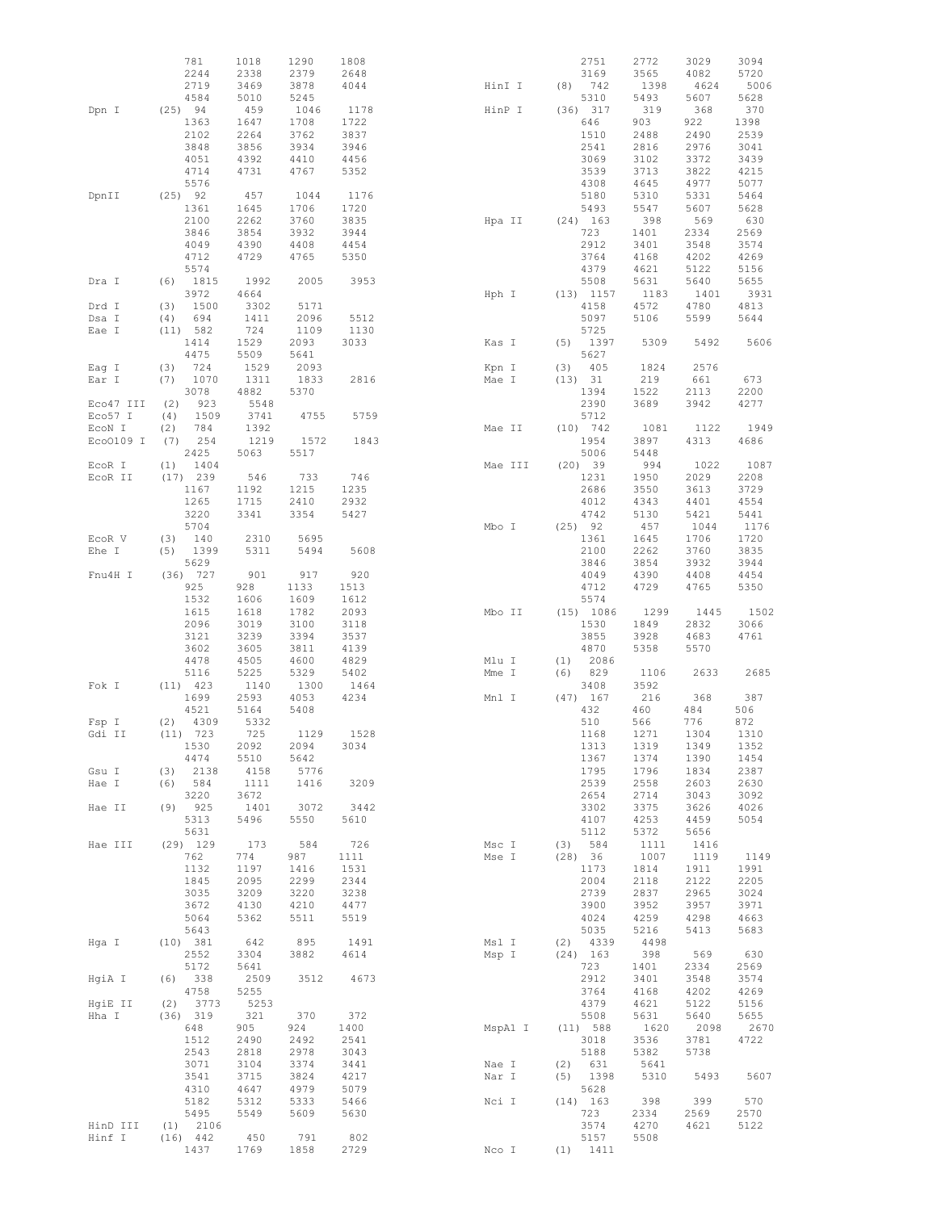```
                781     1018    1290    1808
                2244    2338    2379    2648
                2719    3469    3878    4044
                4584    5010    5245
Dpn I      (25) 94      459     1046    1178
                1363    1647    1708    1722
                2102    2264    3762    3837
                3848    3856    3934    3946
                4051    4392    4410    4456
                4714    4731    4767    5352
                5576
DpnII      (25) 92      457     1044    1176
                1361    1645    1706    1720
                2100    2262    3760    3835
                3846    3854    3932    3944
                4049    4390    4408    4454
                4712    4729    4765    5350
                5574
Dra I      (6)  1815    1992    2005    3953
                3972    4664
Drd I      (3)  1500    3302    5171
Dsa I      (4)  694     1411    2096    5512
Eae I      (11) 582     724     1109    1130
                1414    1529    2093    3033
                4475    5509    5641
Eag I      (3)  724     1529    2093
Ear I      (7)  1070    1311    1833    2816
                3078    4882    5370
Eco47 III  (2)  923     5548
Eco57 I    (4)  1509    3741    4755    5759
EcoN I     (2)  784     1392
EcoO109 I  (7)  254     1219    1572    1843
                2425    5063    5517
EcoR I     (1)  1404
EcoR II    (17) 239     546     733     746
                1167    1192    1215    1235
                1265    1715    2410    2932
                3220    3341    3354    5427
                5704
EcoR V     (3)  140     2310    5695
Ehe I      (5)  1399    5311    5494    5608
                5629
Fnu4H I    (36) 727     901     917     920
                925     928     1133    1513
                1532    1606    1609    1612
                1615    1618    1782    2093
                2096    3019    3100    3118
                3121    3239    3394    3537
                3602    3605    3811    4139
                4478    4505    4600    4829
                5116    5225    5329    5402
Fok I      (11) 423     1140    1300    1464
                1699    2593    4053    4234
                4521    5164    5408
Fsp I      (2)  4309    5332
Gdi II     (11) 723     725     1129    1528
                1530    2092    2094    3034
                4474    5510    5642
Gsu I      (3)  2138    4158    5776
Hae I      (6)  584     1111    1416    3209
                3220    3672
Hae II     (9)  925     1401    3072    3442
                5313    5496    5550    5610
                5631
Hae III    (29) 129     173     584     726
                762     774     987     1111
                1132    1197    1416    1531
                1845    2095    2299    2344
                3035    3209    3220    3238
                3672    4130    4210    4477
                5064    5362    5511    5519
                5643
Hga I      (10) 381     642     895     1491
                2552    3304    3882    4614
                5172    5641
HgiA I     (6)  338     2509    3512    4673
                4758    5255
HgiE II    (2)  3773    5253
Hha I      (36) 319     321     370     372
                648     905     924     1400
                1512    2490    2492    2541
                2543    2818    2978    3043
                3071    3104    3374    3441
                3541    3715    3824    4217
                4310    4647    4979    5079
                5182    5312    5333    5466
                5495    5549    5609    5630
HinD III   (1)  2106
Hinf I     (16) 442     450     791     802
                1437    1769    1858    2729
                2751    2772    3029    3094
                3169    3565    4082    5720
HinI I     (8)  742     1398    4624    5006
                5310    5493    5607    5628
HinP I     (36) 317     319     368     370
                646     903     922     1398
                1510    2488    2490    2539
                2541    2816    2976    3041
                3069    3102    3372    3439
                3539    3713    3822    4215
                4308    4645    4977    5077
                5180    5310    5331    5464
                5493    5547    5607    5628
Hpa II     (24) 163     398     569     630
                723     1401    2334    2569
                2912    3401    3548    3574
                3764    4168    4202    4269
                4379    4621    5122    5156
                5508    5631    5640    5655
Hph I      (13) 1157    1183    1401    3931
                4158    4572    4780    4813
                5097    5106    5599    5644
                5725
Kas I      (5)  1397    5309    5492    5606
                5627
Kpn I      (3)  405     1824    2576
Mae I      (13) 31      219     661     673
                1394    1522    2113    2200
                2390    3689    3942    4277
                5712
Mae II     (10) 742     1081    1122    1949
                1954    3897    4313    4686
                5006    5448
Mae III    (20) 39      994     1022    1087
                1231    1950    2029    2208
                2686    3550    3613    3729
                4012    4343    4401    4554
                4742    5130    5421    5441
Mbo I      (25) 92      457     1044    1176
                1361    1645    1706    1720
                2100    2262    3760    3835
                3846    3854    3932    3944
                4049    4390    4408    4454
                4712    4729    4765    5350
                5574
Mbo II     (15) 1086    1299    1445    1502
                1530    1849    2832    3066
                3855    3928    4683    4761
                4870    5358    5570
Mlu I      (1)  2086
Mme I      (6)  829     1106    2633    2685
                3408    3592
Mnl I      (47) 167     216     368     387
                432     460     484     506
                510     566     776     872
                1168    1271    1304    1310
                1313    1319    1349    1352
                1367    1374    1390    1454
                1795    1796    1834    2387
                2539    2558    2603    2630
                2654    2714    3043    3092
                3302    3375    3626    4026
                4107    4253    4459    5054
                5112    5372    5656
Msc I      (3)  584     1111    1416
Mse I      (28) 36      1007    1119    1149
                1173    1814    1911    1991
                2004    2118    2122    2205
                2739    2837    2965    3024
                3900    3952    3957    3971
                4024    4259    4298    4663
                5035    5216    5413    5683
Msl I      (2)  4339    4498
Msp I      (24) 163     398     569     630
                723     1401    2334    2569
                2912    3401    3548    3574
                3764    4168    4202    4269
                4379    4621    5122    5156
                5508    5631    5640    5655
MspA1 I    (11) 588     1620    2098    2670
                3018    3536    3781    4722
                5188    5382    5738
Nae I      (2)  631     5641
Nar I      (5)  1398    5310    5493    5607
                5628
Nci I      (14) 163     398     399     570
                723     2334    2569    2570
                3574    4270    4621    5122
                5157    5508
Nco I      (1)  1411
```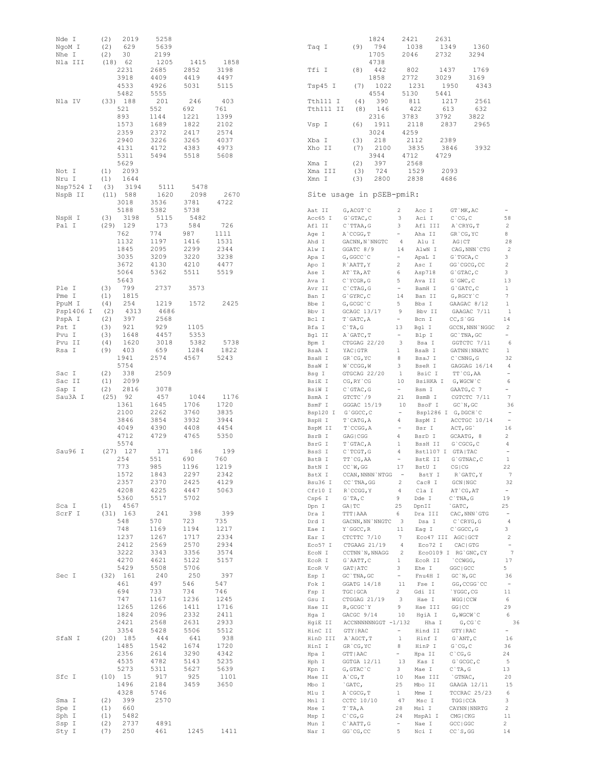```
Nde I      (2)  2019    5258
NgoM I     (2)  629     5639
Nhe I      (2)  30      2199
Nla III    (18) 62      1205    1415    1858
                2231    2685    2852    3198
                3918    4409    4419    4497
                4533    4926    5031    5115
                5482    5555
Nla IV     (33) 188     201     246     403
                521     552     692     761
                893     1144    1221    1399
                1573    1689    1822    2102
                2359    2372    2417    2574
                2940    3226    3265    4037
                4131    4172    4383    4973
                5311    5494    5518    5608
                5629
Not I      (1)  2093
Nru I      (1)  1644
Nsp7524 I  (3)  3194    5111    5478
NspB II    (11) 588     1620    2098    2670
                3018    3536    3781    4722
                5188    5382    5738
NspH I     (3)  3198    5115    5482
Pal I      (29) 129     173     584     726
                762     774     987     1111
                1132    1197    1416    1531
                1845    2095    2299    2344
                3035    3209    3220    3238
                3672    4130    4210    4477
                5064    5362    5511    5519
                5643
Ple I      (3)  799     2737    3573
Pme I      (1)  1815
PpuM I     (4)  254     1219    1572    2425
Psp1406 I  (2)  4313    4686
PspA I     (2)  397     2568
Pst I      (3)  921     929     1105
Pvu I      (3)  1648    4457    5353
Pvu II     (4)  1620    3018    5382    5738
Rsa I      (9)  403     659     1284    1822
                1941    2574    4567    5243
                5754
Sac I      (2)  338     2509
Sac II     (1)  2099
Sap I      (2)  2816    3078
Sau3A I    (25) 92      457     1044    1176
                1361    1645    1706    1720
                2100    2262    3760    3835
                3846    3854    3932    3944
                4049    4390    4408    4454
                4712    4729    4765    5350
                5574
Sau96 I    (27) 127     171     186     199
                254     551     690     760
                773     985     1196    1219
                1572    1843    2297    2342
                2357    2370    2425    4129
                4208    4225    4447    5063
                5360    5517    5702
Sca I      (1)  4567
ScrF I     (31) 163     241     398     399
                548     570     723     735
                748     1169    1194    1217
                1237    1267    1717    2334
                2412    2569    2570    2934
                3222    3343    3356    3574
                4270    4621    5122    5157
                5429    5508    5706
Sec I      (32) 161     240     250     397
                461     497     546     547
                694     733     734     746
                747     1167    1236    1245
                1265    1266    1411    1716
                1824    2096    2332    2411
                2421    2568    2631    2933
                3354    5428    5506    5512
SfaN I     (20) 185     444     641     938
                1485    1542    1674    1720
                2356    2614    3290    4342
                4535    4782    5143    5235
                5273    5311    5627    5639
Sfc I      (10) 15      917     925     1101
                1496    2184    3459    3650
                4328    5746
Sma I      (2)  399     2570
Spe I      (1)  660
Sph I      (1)  5482
Ssp I      (2)  2737    4891
Sty I      (7)  250     461     1245    1411
                1824    2421    2631
Taq I      (9)  794     1038    1349    1360
                1705    2046    2732    3294
                4738
Tfi I      (8)  442     802     1437    1769
                1858    2772    3029    3169
Tsp45 I    (7)  1022    1231    1950    4343
                4554    5130    5441
Tth111 I   (4)  390     811     1217    2561
Tth111 II  (8)  146     422     613     632
                2316    3783    3792    3822
Vsp I      (6)  1911    2118    2837    2965
                3024    4259
Xba I      (3)  218     2112    2389
Xho II     (7)  2100    3835    3846    3932
                3944    4712    4729
Xma I      (2)  397     2568
Xma III    (3)  724     1529    2093
Xmn I      (3)  2800    2838    4686
```

## Site usage in pSEB-pmiR:

```
Aat II    G,ACGT`C        2     Acc I      GT`MK,AC        -
Acc65 I   G`GTAC,C        3     Aci I      C`CG,C          58
Afl II    C`TTAA,G        3     Afl III    A`CRYG,T        2
Age I     A`CCGG,T        -     Aha II     GR`CG,YC        8
Ahd I     GACNN,N`NNGTC   4     Alu I      AG|CT           28
Alw I     GGATC 8/9       14    AlwN I     CAG,NNN`CTG     2
Apa I     G,GGCC`C        -     ApaL I     G`TGCA,C        3
Apo I     R`AATT,Y        2     Asc I      GG`CGCG,CC      2
Ase I     AT`TA,AT        6     Asp718     G`GTAC,C        3
Ava I     C`YCGR,G        5     Ava II     G`GWC,C         13
Avr II    C`CTAG,G        -     BamH I     G`GATC,C        1
Ban I     G`GYRC,C        14    Ban II     G,RGCY`C        7
Bbe I     G,GCGC`C        5     Bbs I      GAAGAC 8/12     1
Bbv I     GCAGC 13/17     9     Bbv II     GAAGAC 7/11     1
Bcl I     T`GATC,A        -     Bcn I      CC,S`GG         14
Bfa I     C`TA,G          13    Bgl I      GCCN,NNN`NGGC   2
Bgl II    A`GATC,T        -     Blp I      GC`TNA,GC       -
Bpm I     CTGGAG 22/20    3     Bsa I      GGTCTC 7/11     6
BsaA I    YAC|GTR         1     BsaB I     GATNN|NNATC     1
BsaH I    GR`CG,YC        8     BsaJ I     C`CNNG,G        32
BsaW I    W`CCGG,W        3     BseR I     GAGGAG 16/14    4
Bsg I     GTGCAG 22/20    1     BsiC I     TT`CG,AA        -
BsiE I    CG,RY`CG        10    BsiHKA I   G,WGCW`C        6
BsiW I    C`GTAC,G        -     Bsm I      GAATG,C 7       -
BsmA I    GTCTC`/9        21    BsmB I     CGTCTC 7/11     7
BsmF I    GGGAC 15/19     10    BsoF I     GC`N,GC         36
Bsp120 I  G`GGCC,C        -     Bsp1286 I  G,DGCH`C        -
BspH I    T`CATG,A        4     BspM I     ACCTGC 10/14    -
BspM II   T`CCGG,A        -     Bsr I      ACT,GG`         16
BsrB I    GAG|CGG         4     BsrD I     GCAATG, 8       2
BsrG I    T`GTAC,A        1     BssH II    G`CGCG,C        4
BssS I    C`TCGT,G        4     Bst1107 I  GTA|TAC         -
BstB I    TT`CG,AA        -     BstE II    G`GTNAC,C       1
BstN I    CC`W,GG         17    BstU I     CG|CG           22
BstX I    CCAN,NNNN`NTGG  -     BstY I     R`GATC,Y        7
Bsu36 I   CC`TNA,GG       2     Cac8 I     GCN|NGC         32
Cfr10 I   R`CCGG,Y        4     Cla I      AT`CG,AT        -
Csp6 I    G`TA,C          9     Dde I      C`TNA,G         19
Dpn I     GA|TC           25    DpnII      `GATC,          25
Dra I     TTT|AAA         6     Dra III    CAC,NNN`GTG     -
Drd I     GACNN,NN`NNGTC  3     Dsa I      C`CRYG,G        4
Eae I     Y`GGCC,R        11    Eag I      C`GGCC,G        3
Ear I     CTCTTC 7/10     7     Eco47 III  AGC|GCT         2
Eco57 I   CTGAAG 21/19    4     Eco72 I    CAC|GTG         -
EcoN I    CCTNN`N,NNAGG   2     EcoO109 I  RG`GNC,CY       7
EcoR I    G`AATT,C        1     EcoR II    `CCWGG,         17
EcoR V    GAT|ATC         3     Ehe I      GGC|GCC         5
Esp I     GC`TNA,GC       -     Fnu4H I    GC`N,GC         36
Fok I     GGATG 14/18     11    Fse I      GG,CCGG`CC      -
Fsp I     TGC|GCA         2     Gdi II     `YGGC,CG        11
Gsu I     CTGGAG 21/19    3     Hae I      WGG|CCW         6
Hae II    R,GCGC`Y        9     Hae III    GG|CC           29
Hga I     GACGC 9/14      10    HgiA I     G,WGCW`C        6
HgiE II   ACCNNNNNNGGT -1/132   Hha I      G,CG`C          36
HinC II   GTY|RAC         -     Hind II    GTY|RAC         -
HinD III  A`AGCT,T        1     Hinf I     G`ANT,C         16
HinI I    GR`CG,YC        8     HinP I     G`CG,C          36
Hpa I     GTT|AAC         -     Hpa II     C`CG,G          24
Hph I     GGTGA 12/11     13    Kas I      G`GCGC,C        5
Kpn I     G,GTAC`C        3     Mae I      C`TA,G          13
Mae II    A`CG,T          10    Mae III    `GTNAC,         20
Mbo I     `GATC,          25    Mbo II     GAAGA 12/11     15
Mlu I     A`CGCG,T        1     Mme I      TCCRAC 25/23    6
Mnl I     CCTC 10/10      47    Msc I      TGG|CCA         3
Mse I     T`TA,A          28    Msl I      CAYNN|NNRTG     2
Msp I     C`CG,G          24    MspA1 I    CMG|CKG         11
Mun I     C`AATT,G        -     Nae I      GCC|GGC         2
Nar I     GG`CG,CC        5     Nci I      CC`S,GG         14
```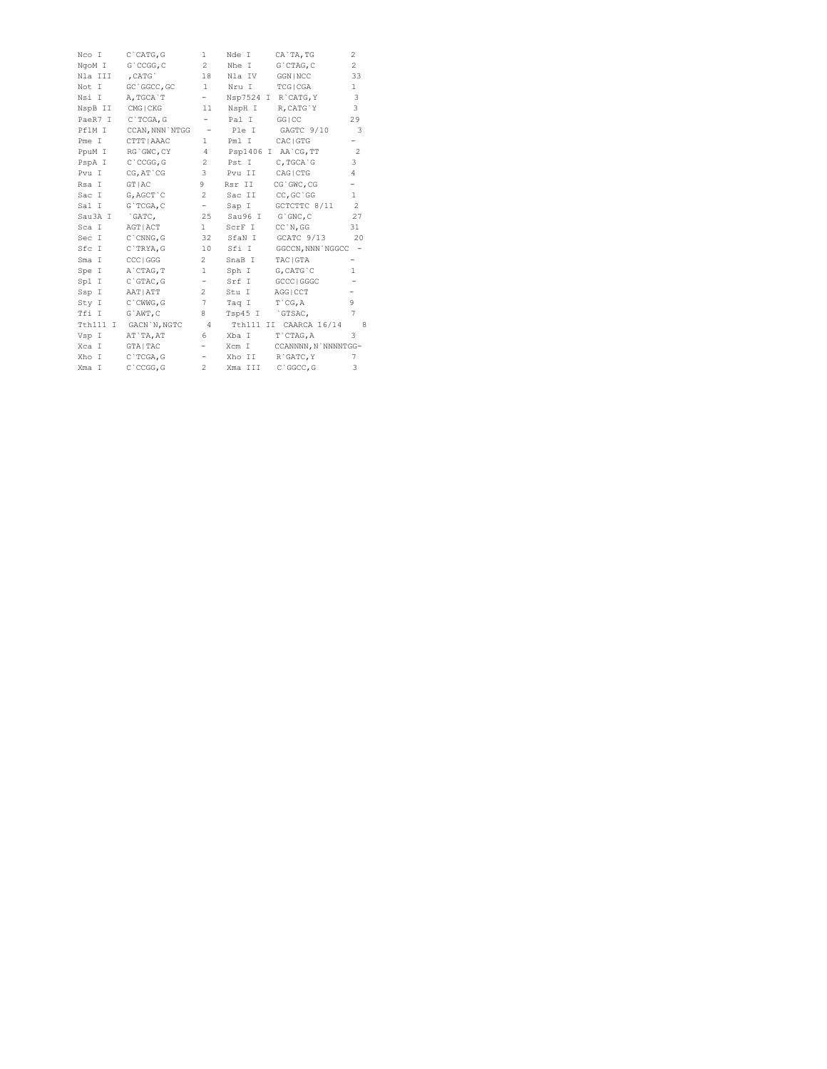| | | | | | |
|---|---|---|---|---|---|
| Nco I | C`CATG,G | 1 | Nde I | CA`TA,TG | 2 |
| NgoM I | G`CCGG,C | 2 | Nhe I | G`CTAG,C | 2 |
| Nla III | ,CATG` | 18 | Nla IV | GGN\|NCC | 33 |
| Not I | GC`GGCC,GC | 1 | Nru I | TCG\|CGA | 1 |
| Nsi I | A,TGCA`T | - | Nsp7524 I | R`CATG,Y | 3 |
| NspB II | CMG\|CKG | 11 | NspH I | R,CATG`Y | 3 |
| PaeR7 I | C`TCGA,G | - | Pal I | GG\|CC | 29 |
| PflM I | CCAN,NNN`NTGG | - | Ple I | GAGTC 9/10 | 3 |
| Pme I | CTTT\|AAAC | 1 | Pml I | CAC\|GTG | - |
| PpuM I | RG`GWC,CY | 4 | Psp1406 I | AA`CG,TT | 2 |
| PspA I | C`CCGG,G | 2 | Pst I | C,TGCA`G | 3 |
| Pvu I | CG,AT`CG | 3 | Pvu II | CAG\|CTG | 4 |
| Rsa I | GT\|AC | 9 | Rsr II | CG`GWC,CG | - |
| Sac I | G,AGCT`C | 2 | Sac II | CC,GC`GG | 1 |
| Sal I | G`TCGA,C | - | Sap I | GCTCTTC 8/11 | 2 |
| Sau3A I | `GATC, | 25 | Sau96 I | G`GNC,C | 27 |
| Sca I | AGT\|ACT | 1 | ScrF I | CC`N,GG | 31 |
| Sec I | C`CNNG,G | 32 | SfaN I | GCATC 9/13 | 20 |
| Sfc I | C`TRYA,G | 10 | Sfi I | GGCCN,NNN`NGGCC | - |
| Sma I | CCC\|GGG | 2 | SnaB I | TAC\|GTA | - |
| Spe I | A`CTAG,T | 1 | Sph I | G,CATG`C | 1 |
| Spl I | C`GTAC,G | - | Srf I | GCCC\|GGGC | - |
| Ssp I | AAT\|ATT | 2 | Stu I | AGG\|CCT | - |
| Sty I | C`CWWG,G | 7 | Taq I | T`CG,A | 9 |
| Tfi I | G`AWT,C | 8 | Tsp45 I | `GTSAC, | 7 |
| Tth111 I | GACN`N,NGTC | 4 | Tth111 II | CAARCA 16/14 | 8 |
| Vsp I | AT`TA,AT | 6 | Xba I | T`CTAG,A | 3 |
| Xca I | GTA\|TAC | - | Xcm I | CCANNNN,N`NNNNTGG | - |
| Xho I | C`TCGA,G | - | Xho II | R`GATC,Y | 7 |
| Xma I | C`CCGG,G | 2 | Xma III | C`GGCC,G | 3 |